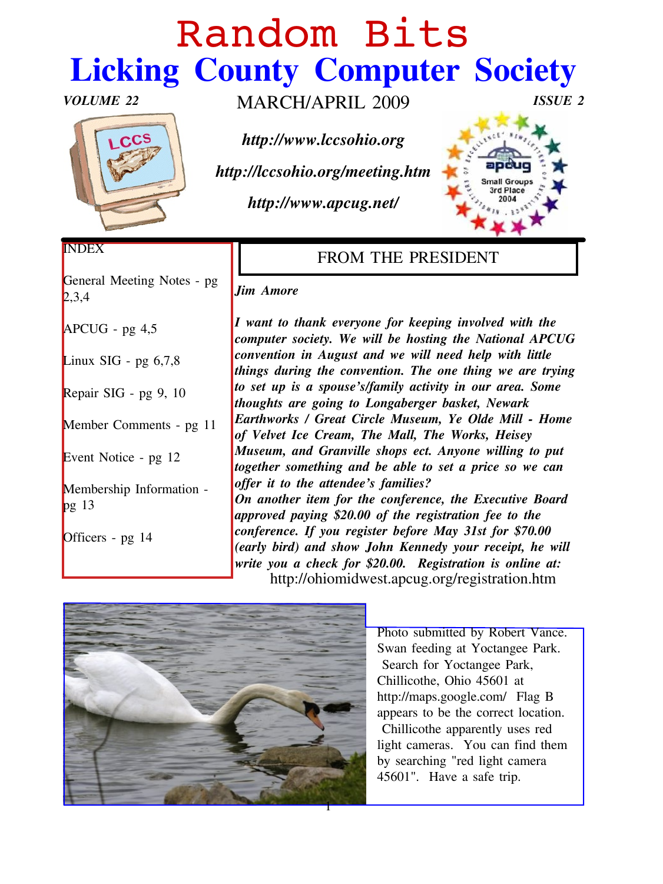# Random Bits

## Licking County Computer Society

*VOLUME 22* MARCH/APRIL 2009 *ISSUE 2*

***http://www.lccsohio.org***

***http://lccsohio.org/meeting.htm***

***http://www.apcug.net/***

INDEX

General Meeting Notes - pg 2,3,4

APCUG - pg 4,5

Linux SIG - pg 6,7,8

Repair SIG - pg 9, 10

Member Comments - pg 11

Event Notice - pg 12

Membership Information - pg 13

Officers - pg 14

## FROM THE PRESIDENT

***Jim Amore***

***I want to thank everyone for keeping involved with the computer society. We will be hosting the National APCUG convention in August and we will need help with little things during the convention. The one thing we are trying to set up is a spouse's/family activity in our area. Some thoughts are going to Longaberger basket, Newark Earthworks / Great Circle Museum, Ye Olde Mill - Home of Velvet Ice Cream, The Mall, The Works, Heisey Museum, and Granville shops ect. Anyone willing to put together something and be able to set a price so we can offer it to the attendee's families?***

***On another item for the conference, the Executive Board approved paying $20.00 of the registration fee to the conference. If you register before May 31st for $70.00 (early bird) and show John Kennedy your receipt, he will write you a check for $20.00. Registration is online at:*** http://ohiomidwest.apcug.org/registration.htm

Photo submitted by Robert Vance. Swan feeding at Yoctangee Park. Search for Yoctangee Park, Chillicothe, Ohio 45601 at http://maps.google.com/ Flag B appears to be the correct location. Chillicothe apparently uses red light cameras. You can find them by searching "red light camera 45601". Have a safe trip.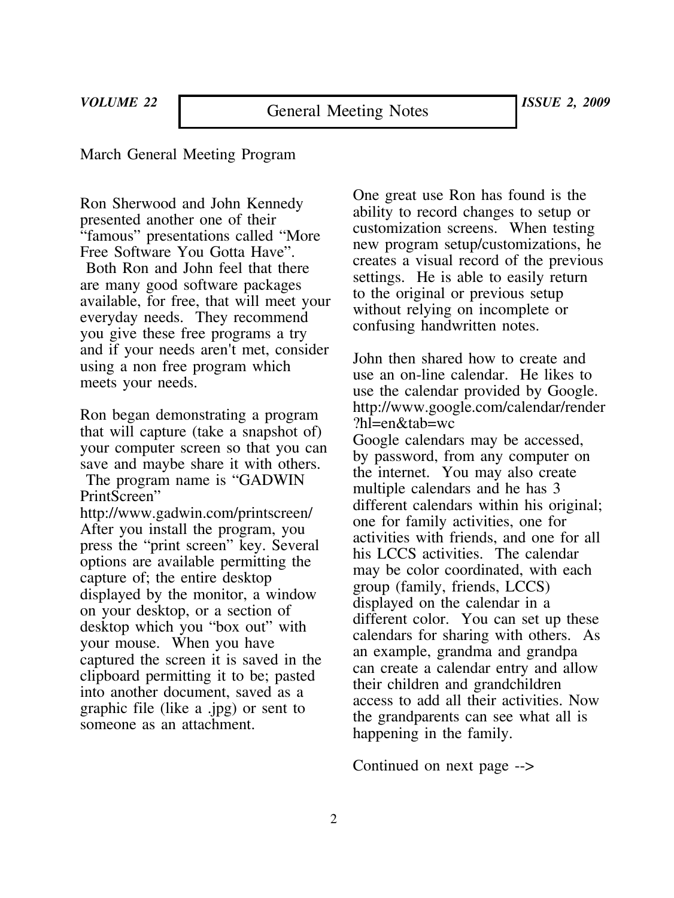# General Meeting Notes

## March General Meeting Program

Ron Sherwood and John Kennedy presented another one of their "famous" presentations called "More Free Software You Gotta Have". Both Ron and John feel that there are many good software packages available, for free, that will meet your everyday needs. They recommend you give these free programs a try and if your needs aren't met, consider using a non free program which meets your needs.

Ron began demonstrating a program that will capture (take a snapshot of) your computer screen so that you can save and maybe share it with others. The program name is "GADWIN PrintScreen"
http://www.gadwin.com/printscreen/
After you install the program, you press the "print screen" key. Several options are available permitting the capture of; the entire desktop displayed by the monitor, a window on your desktop, or a section of desktop which you "box out" with your mouse. When you have captured the screen it is saved in the clipboard permitting it to be; pasted into another document, saved as a graphic file (like a .jpg) or sent to someone as an attachment.

One great use Ron has found is the ability to record changes to setup or customization screens. When testing new program setup/customizations, he creates a visual record of the previous settings. He is able to easily return to the original or previous setup without relying on incomplete or confusing handwritten notes.

John then shared how to create and use an on-line calendar. He likes to use the calendar provided by Google.
http://www.google.com/calendar/render?hl=en&tab=wc
Google calendars may be accessed, by password, from any computer on the internet. You may also create multiple calendars and he has 3 different calendars within his original; one for family activities, one for activities with friends, and one for all his LCCS activities. The calendar may be color coordinated, with each group (family, friends, LCCS) displayed on the calendar in a different color. You can set up these calendars for sharing with others. As an example, grandma and grandpa can create a calendar entry and allow their children and grandchildren access to add all their activities. Now the grandparents can see what all is happening in the family.

Continued on next page -->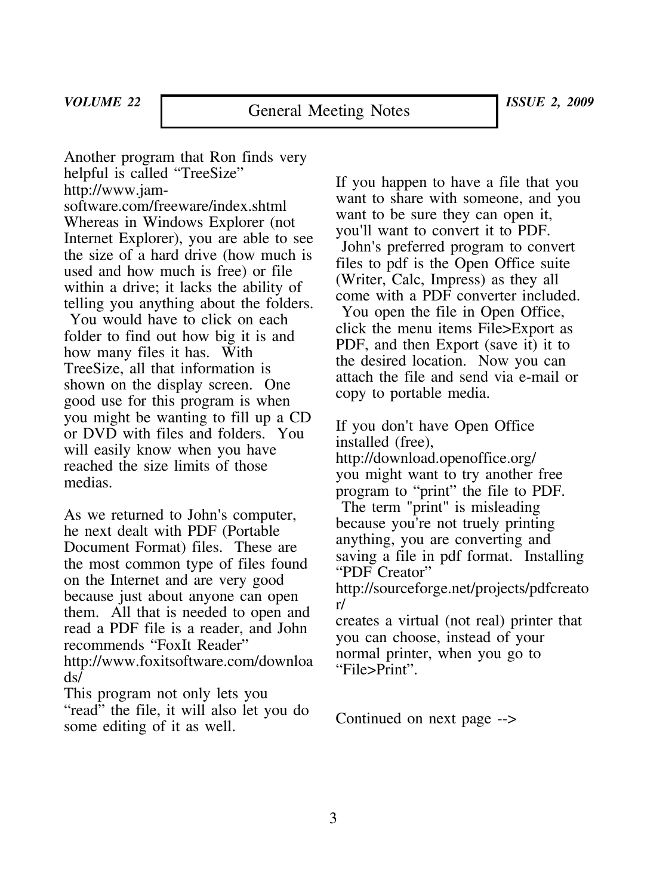Another program that Ron finds very helpful is called "TreeSize" http://www.jam-software.com/freeware/index.shtml Whereas in Windows Explorer (not Internet Explorer), you are able to see the size of a hard drive (how much is used and how much is free) or file within a drive; it lacks the ability of telling you anything about the folders. You would have to click on each folder to find out how big it is and how many files it has. With TreeSize, all that information is shown on the display screen. One good use for this program is when you might be wanting to fill up a CD or DVD with files and folders. You will easily know when you have reached the size limits of those medias.

As we returned to John's computer, he next dealt with PDF (Portable Document Format) files. These are the most common type of files found on the Internet and are very good because just about anyone can open them. All that is needed to open and read a PDF file is a reader, and John recommends "FoxIt Reader" http://www.foxitsoftware.com/downloads/
This program not only lets you "read" the file, it will also let you do some editing of it as well.

If you happen to have a file that you want to share with someone, and you want to be sure they can open it, you'll want to convert it to PDF. John's preferred program to convert files to pdf is the Open Office suite (Writer, Calc, Impress) as they all come with a PDF converter included. You open the file in Open Office, click the menu items File>Export as PDF, and then Export (save it) it to the desired location. Now you can attach the file and send via e-mail or copy to portable media.

If you don't have Open Office installed (free), http://download.openoffice.org/ you might want to try another free program to "print" the file to PDF. The term "print" is misleading because you're not truely printing anything, you are converting and saving a file in pdf format. Installing "PDF Creator" http://sourceforge.net/projects/pdfcreator/ creates a virtual (not real) printer that you can choose, instead of your normal printer, when you go to "File>Print".

Continued on next page -->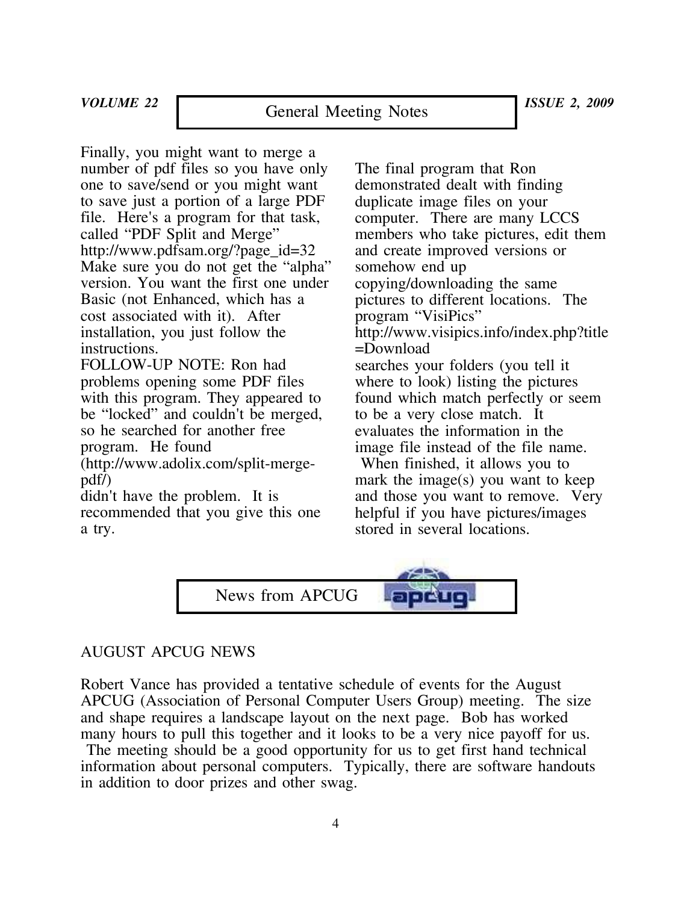## General Meeting Notes

Finally, you might want to merge a number of pdf files so you have only one to save/send or you might want to save just a portion of a large PDF file. Here's a program for that task, called "PDF Split and Merge" http://www.pdfsam.org/?page_id=32 Make sure you do not get the "alpha" version. You want the first one under Basic (not Enhanced, which has a cost associated with it). After installation, you just follow the instructions.

FOLLOW-UP NOTE: Ron had problems opening some PDF files with this program. They appeared to be "locked" and couldn't be merged, so he searched for another free program. He found (http://www.adolix.com/split-merge-pdf/) didn't have the problem. It is recommended that you give this one a try.

The final program that Ron demonstrated dealt with finding duplicate image files on your computer. There are many LCCS members who take pictures, edit them and create improved versions or somehow end up copying/downloading the same pictures to different locations. The program "VisiPics" http://www.visipics.info/index.php?title=Download searches your folders (you tell it where to look) listing the pictures found which match perfectly or seem to be a very close match. It evaluates the information in the image file instead of the file name. When finished, it allows you to mark the image(s) you want to keep and those you want to remove. Very helpful if you have pictures/images stored in several locations.

## News from APCUG

AUGUST APCUG NEWS

Robert Vance has provided a tentative schedule of events for the August APCUG (Association of Personal Computer Users Group) meeting. The size and shape requires a landscape layout on the next page. Bob has worked many hours to pull this together and it looks to be a very nice payoff for us. The meeting should be a good opportunity for us to get first hand technical information about personal computers. Typically, there are software handouts in addition to door prizes and other swag.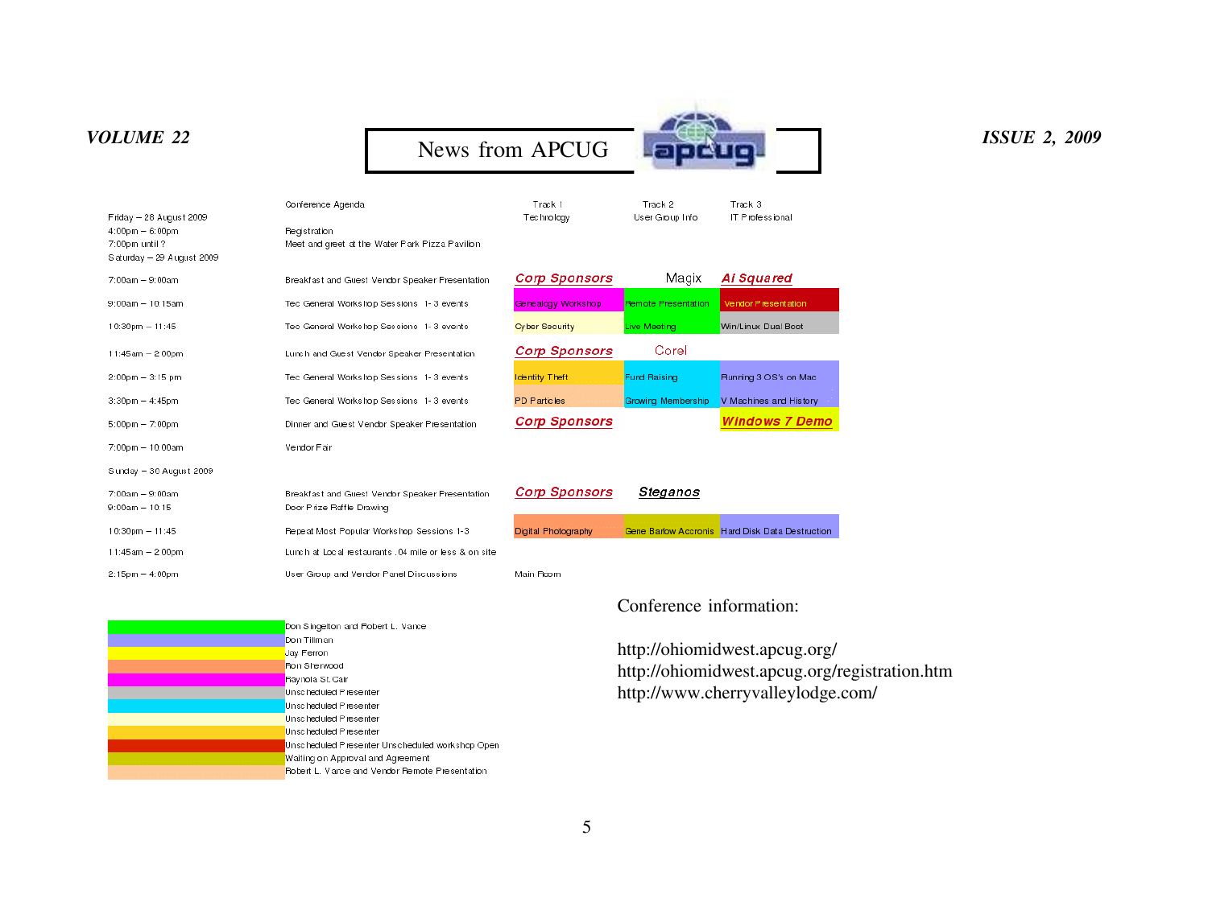| | Conference Agenda | Track 1 Technology | Track 2 User Group Info | Track 3 IT Professional |
|---|---|---|---|---|
| Friday – 28 August 2009 | | | | |
| 4:00pm – 6:00pm | Registration | | | |
| 7:00pm until ? | Meet and greet at the Water Park Pizza Pavilion | | | |
| Saturday – 29 August 2009 | | | | |
| 7:00am – 9:00am | Breakfast and Guest Vendor Speaker Presentation | Corp Sponsors | Magix | AI Squared |
| 9:00am – 10:15am | Tec General Workshop Sessions 1-3 events | Genealogy Workshop | Remote Presentation | Vendor Presentation |
| 10:30pm – 11:45 | Tec General Workshop Sessions 1-3 events | Cyber Security | Live Meeting | Win/Linux Dual Boot |
| 11:45am – 2:00pm | Lunch and Guest Vendor Speaker Presentation | Corp Sponsors | Corel | |
| 2:00pm – 3:15 pm | Tec General Workshop Sessions 1-3 events | Identity Theft | Fund Raising | Running 3 OS's on Mac |
| 3:30pm – 4:45pm | Tec General Workshop Sessions 1-3 events | PD Particles | Growing Membership | V Machines and History |
| 5:00pm – 7:00pm | Dinner and Guest Vendor Speaker Presentation | Corp Sponsors | | Windows 7 Demo |
| 7:00pm – 10:00am | Vendor Fair | | | |
| Sunday – 30 August 2009 | | | | |
| 7:00am – 9:00am | Breakfast and Guest Vendor Speaker Presentation | Corp Sponsors | Steganos | |
| 9:00am – 10:15 | Door Prize Raffle Drawing | | | |
| 10:30pm – 11:45 | Repeat Most Popular Workshop Sessions 1-3 | Digital Photography | Gene Barlow Acronis | Hard Disk Data Destruction |
| 11:45am – 2:00pm | Lunch at Local restaurants .04 mile or less & on site | | | |
| 2:15pm – 4:00pm | User Group and Vendor Panel Discussions | Main Room | | |

| Color | Presenter |
|---|---|
| Green | Don Singleton and Robert L. Vance |
| Purple/Blue | Don Tillman |
| Yellow | Jay Ferron |
| Salmon | Ron Sherwood |
| Magenta | Raynola St.Cair |
| Gray | Unscheduled Presenter |
| Cyan | Unscheduled Presenter |
| Light Yellow | Unscheduled Presenter |
| Gold | Unscheduled Presenter |
| Red | Unscheduled Presenter Unscheduled workshop Open |
| Olive | Waiting on Approval and Agreement |
| Peach | Robert L. Vance and Vendor Remote Presentation |

Conference information:

http://ohiomidwest.apcug.org/
http://ohiomidwest.apcug.org/registration.htm
http://www.cherryvalleylodge.com/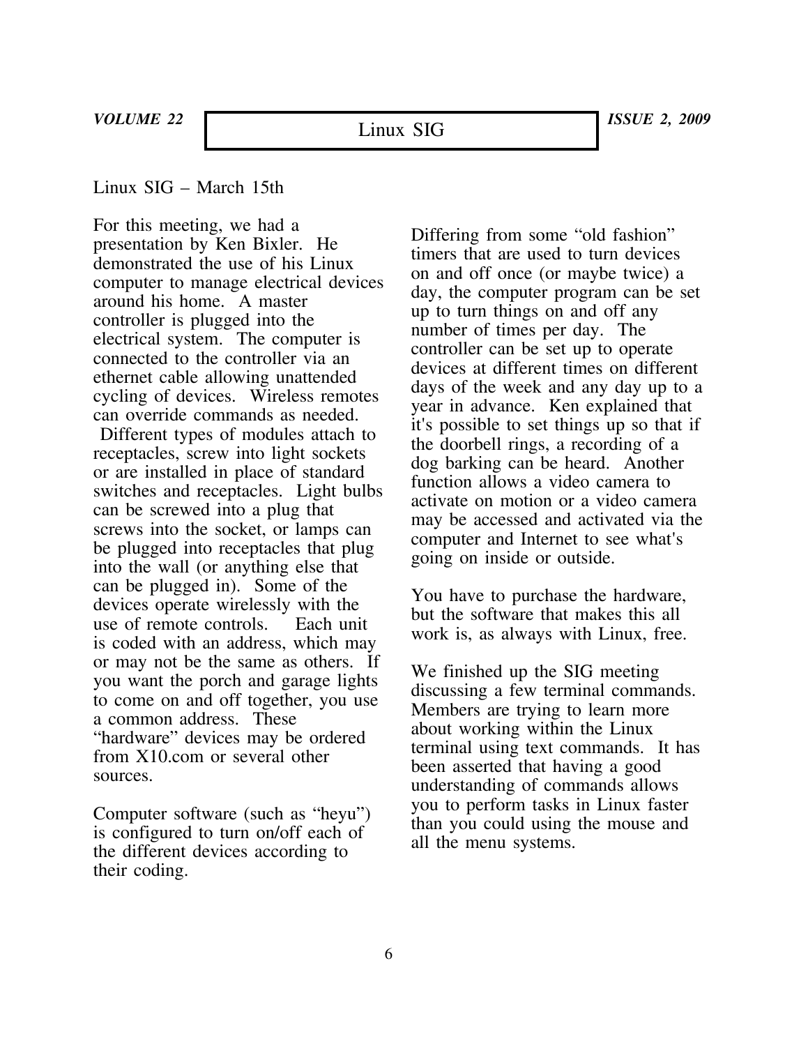# Linux SIG

## Linux SIG – March 15th

For this meeting, we had a presentation by Ken Bixler. He demonstrated the use of his Linux computer to manage electrical devices around his home. A master controller is plugged into the electrical system. The computer is connected to the controller via an ethernet cable allowing unattended cycling of devices. Wireless remotes can override commands as needed. Different types of modules attach to receptacles, screw into light sockets or are installed in place of standard switches and receptacles. Light bulbs can be screwed into a plug that screws into the socket, or lamps can be plugged into receptacles that plug into the wall (or anything else that can be plugged in). Some of the devices operate wirelessly with the use of remote controls. Each unit is coded with an address, which may or may not be the same as others. If you want the porch and garage lights to come on and off together, you use a common address. These "hardware" devices may be ordered from X10.com or several other sources.

Computer software (such as "heyu") is configured to turn on/off each of the different devices according to their coding.

Differing from some "old fashion" timers that are used to turn devices on and off once (or maybe twice) a day, the computer program can be set up to turn things on and off any number of times per day. The controller can be set up to operate devices at different times on different days of the week and any day up to a year in advance. Ken explained that it's possible to set things up so that if the doorbell rings, a recording of a dog barking can be heard. Another function allows a video camera to activate on motion or a video camera may be accessed and activated via the computer and Internet to see what's going on inside or outside.

You have to purchase the hardware, but the software that makes this all work is, as always with Linux, free.

We finished up the SIG meeting discussing a few terminal commands. Members are trying to learn more about working within the Linux terminal using text commands. It has been asserted that having a good understanding of commands allows you to perform tasks in Linux faster than you could using the mouse and all the menu systems.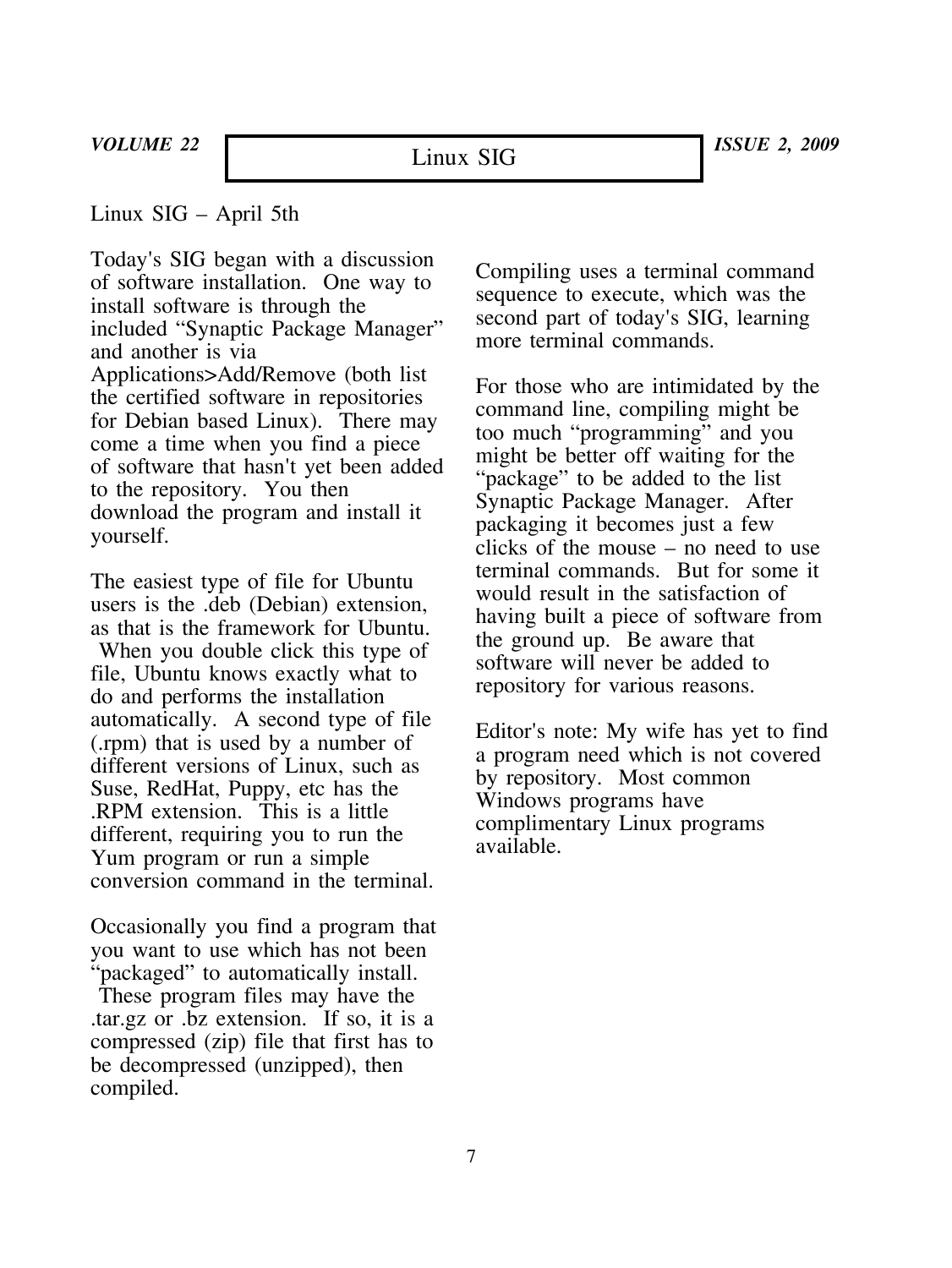# Linux SIG

Linux SIG – April 5th

Today's SIG began with a discussion of software installation. One way to install software is through the included "Synaptic Package Manager" and another is via Applications>Add/Remove (both list the certified software in repositories for Debian based Linux). There may come a time when you find a piece of software that hasn't yet been added to the repository. You then download the program and install it yourself.

The easiest type of file for Ubuntu users is the .deb (Debian) extension, as that is the framework for Ubuntu. When you double click this type of file, Ubuntu knows exactly what to do and performs the installation automatically. A second type of file (.rpm) that is used by a number of different versions of Linux, such as Suse, RedHat, Puppy, etc has the .RPM extension. This is a little different, requiring you to run the Yum program or run a simple conversion command in the terminal.

Occasionally you find a program that you want to use which has not been "packaged" to automatically install. These program files may have the .tar.gz or .bz extension. If so, it is a compressed (zip) file that first has to be decompressed (unzipped), then compiled.

Compiling uses a terminal command sequence to execute, which was the second part of today's SIG, learning more terminal commands.

For those who are intimidated by the command line, compiling might be too much "programming" and you might be better off waiting for the "package" to be added to the list Synaptic Package Manager. After packaging it becomes just a few clicks of the mouse – no need to use terminal commands. But for some it would result in the satisfaction of having built a piece of software from the ground up. Be aware that software will never be added to repository for various reasons.

Editor's note: My wife has yet to find a program need which is not covered by repository. Most common Windows programs have complimentary Linux programs available.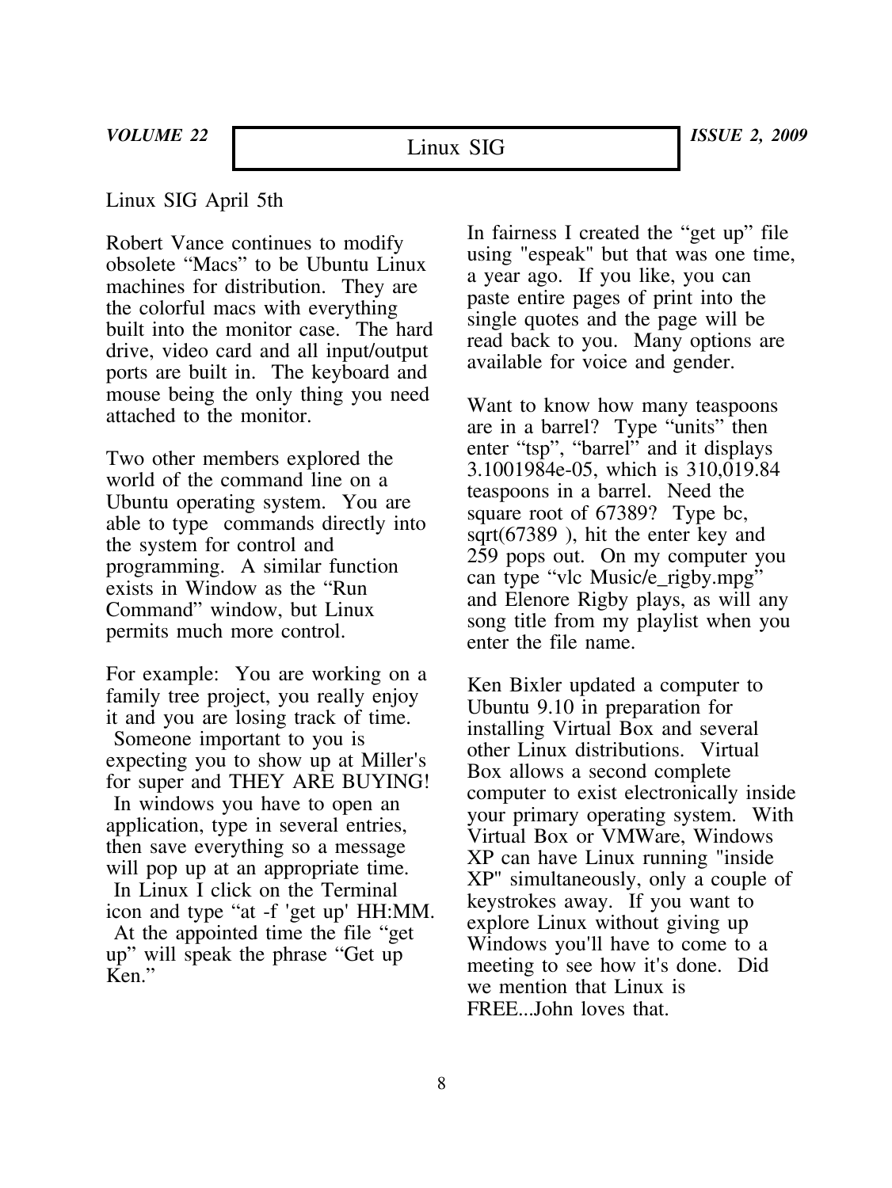# Linux SIG

Linux SIG April 5th

Robert Vance continues to modify obsolete “Macs” to be Ubuntu Linux machines for distribution. They are the colorful macs with everything built into the monitor case. The hard drive, video card and all input/output ports are built in. The keyboard and mouse being the only thing you need attached to the monitor.

Two other members explored the world of the command line on a Ubuntu operating system. You are able to type commands directly into the system for control and programming. A similar function exists in Window as the “Run Command” window, but Linux permits much more control.

For example: You are working on a family tree project, you really enjoy it and you are losing track of time. Someone important to you is expecting you to show up at Miller's for super and THEY ARE BUYING! In windows you have to open an application, type in several entries, then save everything so a message will pop up at an appropriate time. In Linux I click on the Terminal icon and type “at -f 'get up' HH:MM. At the appointed time the file “get up” will speak the phrase “Get up Ken.”

In fairness I created the “get up” file using "espeak" but that was one time, a year ago. If you like, you can paste entire pages of print into the single quotes and the page will be read back to you. Many options are available for voice and gender.

Want to know how many teaspoons are in a barrel? Type “units” then enter “tsp”, “barrel” and it displays 3.1001984e-05, which is 310,019.84 teaspoons in a barrel. Need the square root of 67389? Type bc, sqrt(67389 ), hit the enter key and 259 pops out. On my computer you can type “vlc Music/e_rigby.mpg” and Elenore Rigby plays, as will any song title from my playlist when you enter the file name.

Ken Bixler updated a computer to Ubuntu 9.10 in preparation for installing Virtual Box and several other Linux distributions. Virtual Box allows a second complete computer to exist electronically inside your primary operating system. With Virtual Box or VMWare, Windows XP can have Linux running "inside XP" simultaneously, only a couple of keystrokes away. If you want to explore Linux without giving up Windows you'll have to come to a meeting to see how it's done. Did we mention that Linux is FREE...John loves that.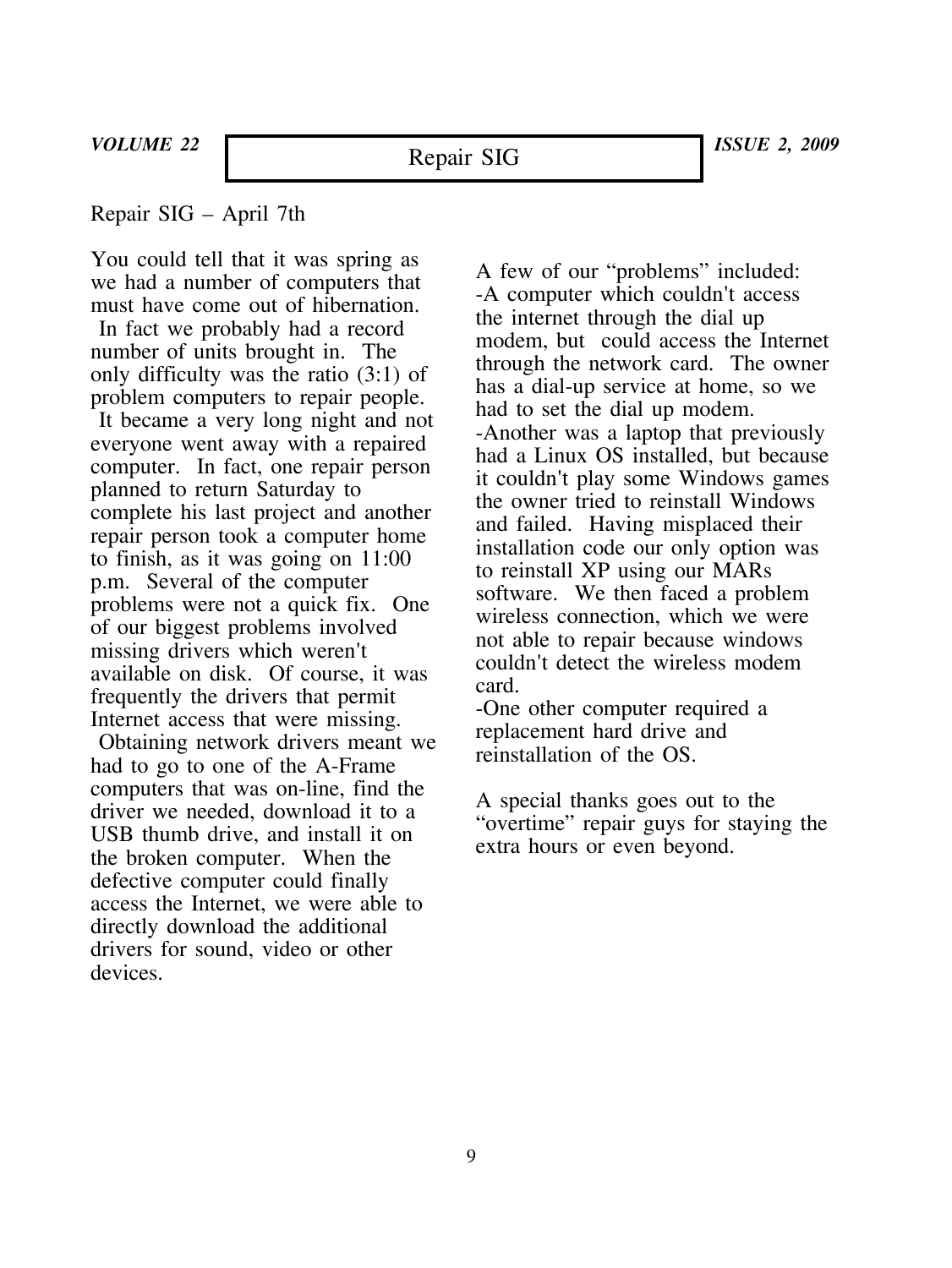# Repair SIG

Repair SIG – April 7th

You could tell that it was spring as we had a number of computers that must have come out of hibernation. In fact we probably had a record number of units brought in. The only difficulty was the ratio (3:1) of problem computers to repair people. It became a very long night and not everyone went away with a repaired computer. In fact, one repair person planned to return Saturday to complete his last project and another repair person took a computer home to finish, as it was going on 11:00 p.m. Several of the computer problems were not a quick fix. One of our biggest problems involved missing drivers which weren't available on disk. Of course, it was frequently the drivers that permit Internet access that were missing. Obtaining network drivers meant we had to go to one of the A-Frame computers that was on-line, find the driver we needed, download it to a USB thumb drive, and install it on the broken computer. When the defective computer could finally access the Internet, we were able to directly download the additional drivers for sound, video or other devices.

A few of our "problems" included:

- A computer which couldn't access the internet through the dial up modem, but could access the Internet through the network card. The owner has a dial-up service at home, so we had to set the dial up modem.
- Another was a laptop that previously had a Linux OS installed, but because it couldn't play some Windows games the owner tried to reinstall Windows and failed. Having misplaced their installation code our only option was to reinstall XP using our MARs software. We then faced a problem wireless connection, which we were not able to repair because windows couldn't detect the wireless modem card.
- One other computer required a replacement hard drive and reinstallation of the OS.

A special thanks goes out to the "overtime" repair guys for staying the extra hours or even beyond.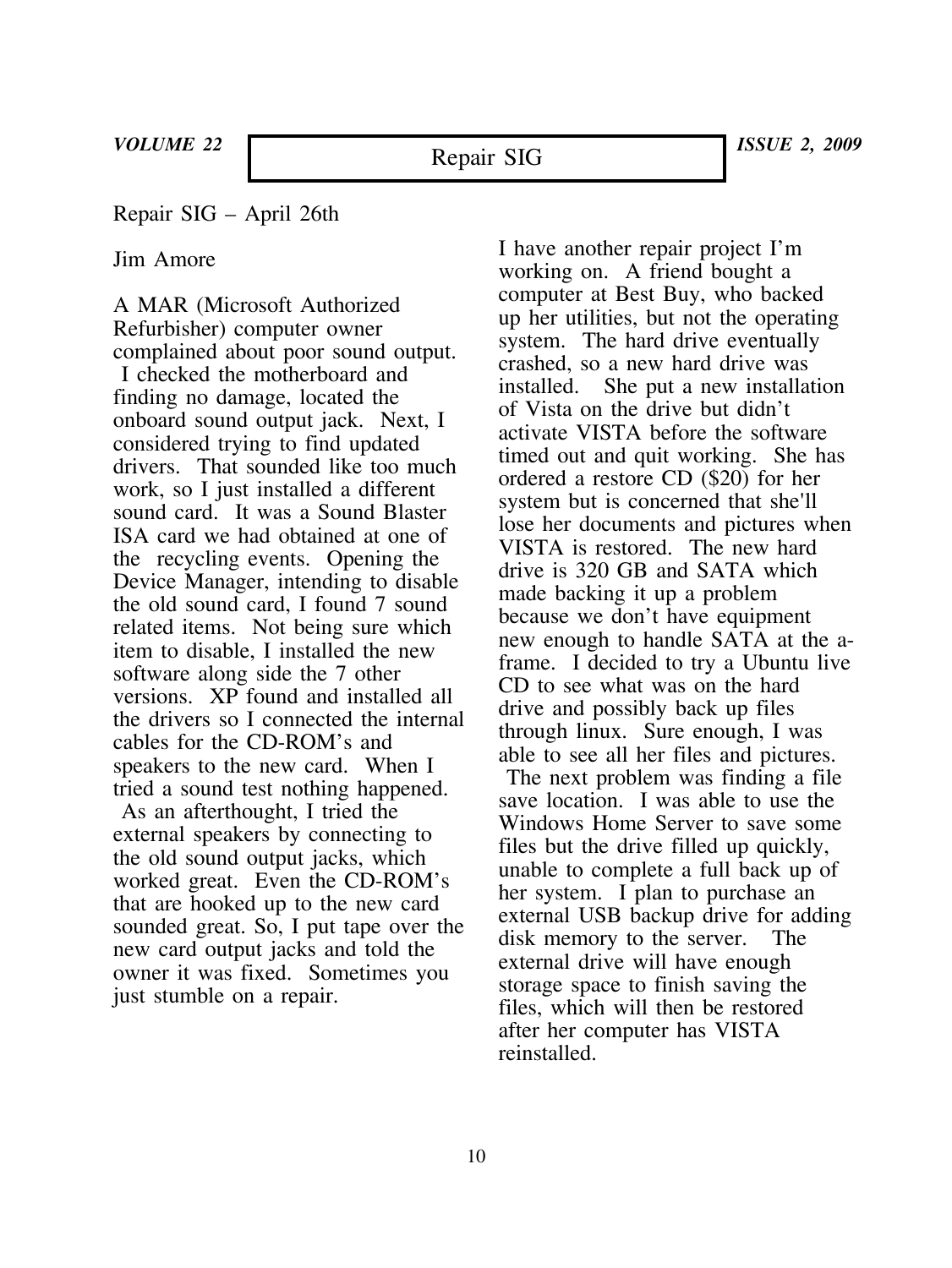# Repair SIG

Repair SIG – April 26th

Jim Amore

A MAR (Microsoft Authorized Refurbisher) computer owner complained about poor sound output. I checked the motherboard and finding no damage, located the onboard sound output jack. Next, I considered trying to find updated drivers. That sounded like too much work, so I just installed a different sound card. It was a Sound Blaster ISA card we had obtained at one of the recycling events. Opening the Device Manager, intending to disable the old sound card, I found 7 sound related items. Not being sure which item to disable, I installed the new software along side the 7 other versions. XP found and installed all the drivers so I connected the internal cables for the CD-ROM's and speakers to the new card. When I tried a sound test nothing happened. As an afterthought, I tried the external speakers by connecting to the old sound output jacks, which worked great. Even the CD-ROM's that are hooked up to the new card sounded great. So, I put tape over the new card output jacks and told the owner it was fixed. Sometimes you just stumble on a repair.

I have another repair project I'm working on. A friend bought a computer at Best Buy, who backed up her utilities, but not the operating system. The hard drive eventually crashed, so a new hard drive was installed. She put a new installation of Vista on the drive but didn't activate VISTA before the software timed out and quit working. She has ordered a restore CD ($20) for her system but is concerned that she'll lose her documents and pictures when VISTA is restored. The new hard drive is 320 GB and SATA which made backing it up a problem because we don't have equipment new enough to handle SATA at the a-frame. I decided to try a Ubuntu live CD to see what was on the hard drive and possibly back up files through linux. Sure enough, I was able to see all her files and pictures. The next problem was finding a file save location. I was able to use the Windows Home Server to save some files but the drive filled up quickly, unable to complete a full back up of her system. I plan to purchase an external USB backup drive for adding disk memory to the server. The external drive will have enough storage space to finish saving the files, which will then be restored after her computer has VISTA reinstalled.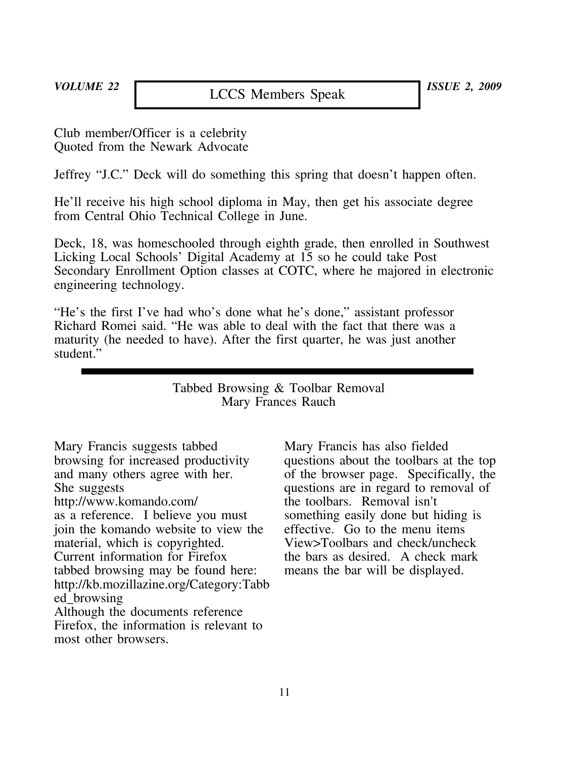# LCCS Members Speak

Club member/Officer is a celebrity
Quoted from the Newark Advocate

Jeffrey "J.C." Deck will do something this spring that doesn't happen often.

He'll receive his high school diploma in May, then get his associate degree from Central Ohio Technical College in June.

Deck, 18, was homeschooled through eighth grade, then enrolled in Southwest Licking Local Schools' Digital Academy at 15 so he could take Post Secondary Enrollment Option classes at COTC, where he majored in electronic engineering technology.

"He's the first I've had who's done what he's done," assistant professor Richard Romei said. "He was able to deal with the fact that there was a maturity (he needed to have). After the first quarter, he was just another student."

---

## Tabbed Browsing & Toolbar Removal
Mary Frances Rauch

Mary Francis suggests tabbed browsing for increased productivity and many others agree with her. She suggests
http://www.komando.com/
as a reference. I believe you must join the komando website to view the material, which is copyrighted. Current information for Firefox tabbed browsing may be found here:
http://kb.mozillazine.org/Category:Tabbed_browsing
Although the documents reference Firefox, the information is relevant to most other browsers.

Mary Francis has also fielded questions about the toolbars at the top of the browser page. Specifically, the questions are in regard to removal of the toolbars. Removal isn't something easily done but hiding is effective. Go to the menu items View>Toolbars and check/uncheck the bars as desired. A check mark means the bar will be displayed.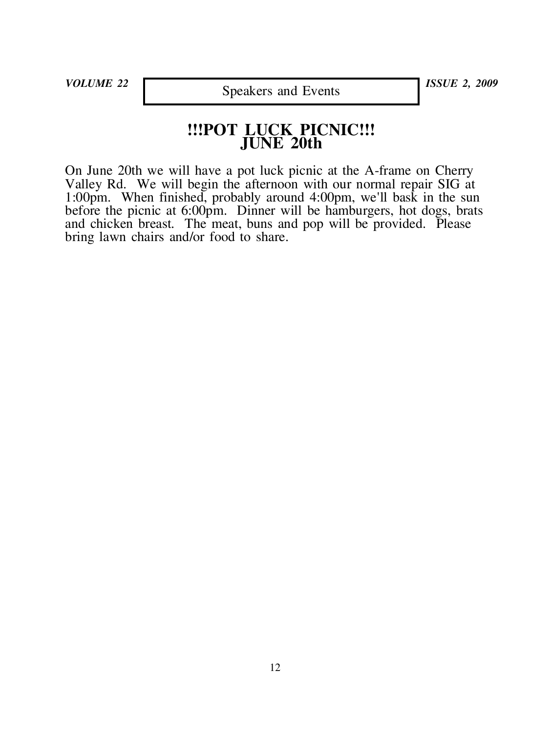## Speakers and Events

# !!!POT LUCK PICNIC!!!
# JUNE 20th

On June 20th we will have a pot luck picnic at the A-frame on Cherry Valley Rd. We will begin the afternoon with our normal repair SIG at 1:00pm. When finished, probably around 4:00pm, we'll bask in the sun before the picnic at 6:00pm. Dinner will be hamburgers, hot dogs, brats and chicken breast. The meat, buns and pop will be provided. Please bring lawn chairs and/or food to share.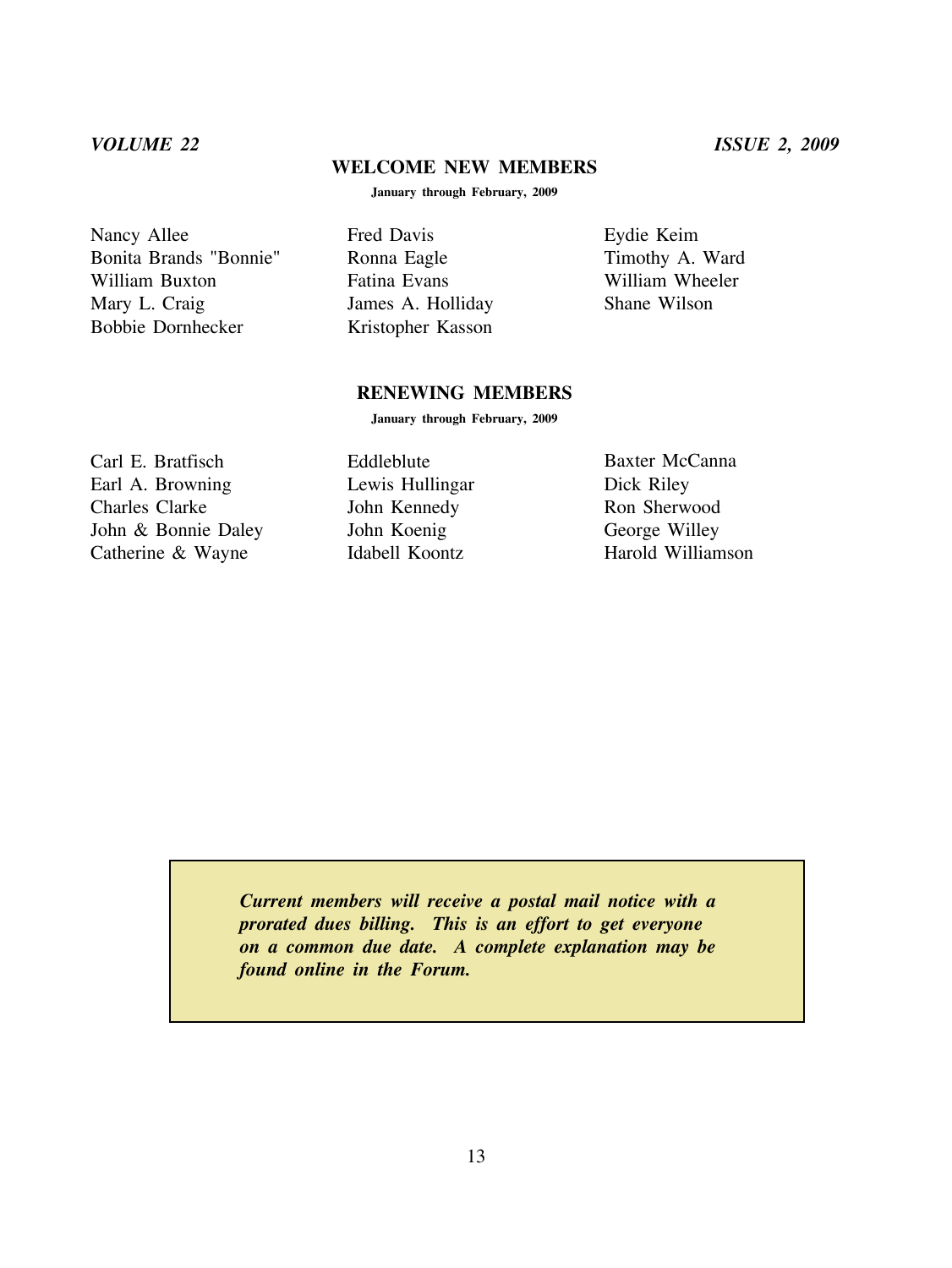## WELCOME NEW MEMBERS

**January through February, 2009**

Nancy Allee
Bonita Brands "Bonnie"
William Buxton
Mary L. Craig
Bobbie Dornhecker
Fred Davis
Ronna Eagle
Fatina Evans
James A. Holliday
Kristopher Kasson
Eydie Keim
Timothy A. Ward
William Wheeler
Shane Wilson

## RENEWING MEMBERS

**January through February, 2009**

Carl E. Bratfisch
Earl A. Browning
Charles Clarke
John & Bonnie Daley
Catherine & Wayne
Eddleblute
Lewis Hullingar
John Kennedy
John Koenig
Idabell Koontz
Baxter McCanna
Dick Riley
Ron Sherwood
George Willey
Harold Williamson

***Current members will receive a postal mail notice with a prorated dues billing. This is an effort to get everyone on a common due date. A complete explanation may be found online in the Forum.***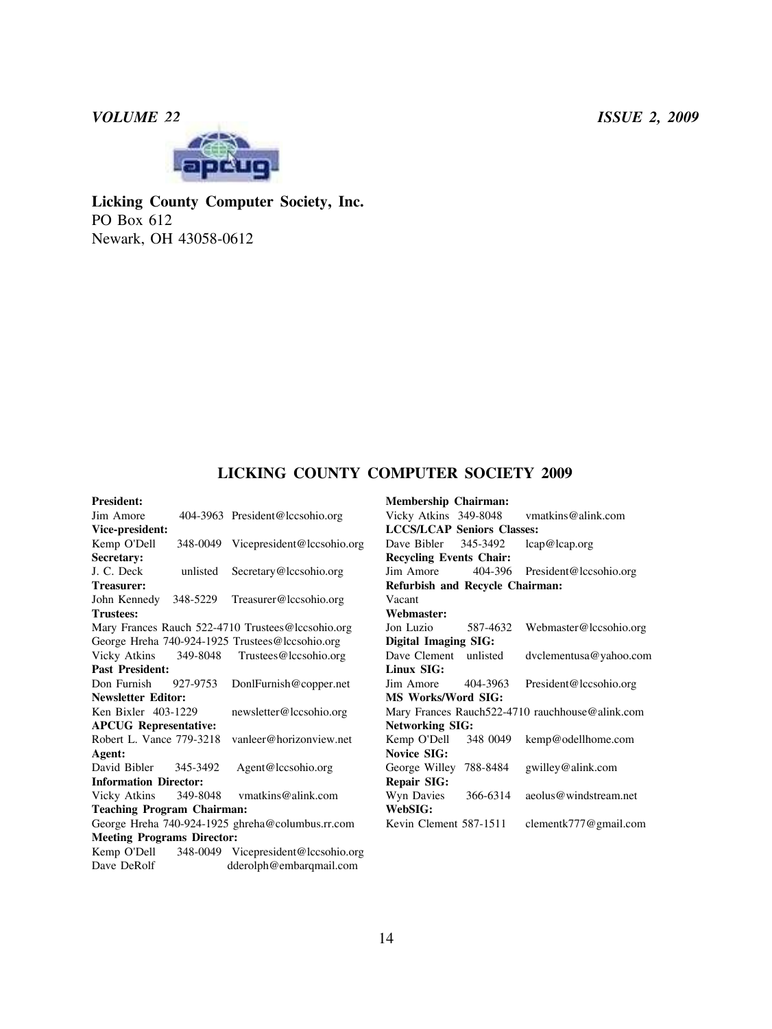*VOLUME 22* *ISSUE 2, 2009*

**Licking County Computer Society, Inc.**
PO Box 612
Newark, OH 43058-0612

## LICKING COUNTY COMPUTER SOCIETY 2009

**President:**
Jim Amore 404-3963 President@lccsohio.org

**Vice-president:**
Kemp O'Dell 348-0049 Vicepresident@lccsohio.org

**Secretary:**
J. C. Deck unlisted Secretary@lccsohio.org

**Treasurer:**
John Kennedy 348-5229 Treasurer@lccsohio.org

**Trustees:**
Mary Frances Rauch 522-4710 Trustees@lccsohio.org
George Hreha 740-924-1925 Trustees@lccsohio.org
Vicky Atkins 349-8048 Trustees@lccsohio.org

**Past President:**
Don Furnish 927-9753 DonlFurnish@copper.net

**Newsletter Editor:**
Ken Bixler 403-1229 newsletter@lccsohio.org

**APCUG Representative:**
Robert L. Vance 779-3218 vanleer@horizonview.net

**Agent:**
David Bibler 345-3492 Agent@lccsohio.org

**Information Director:**
Vicky Atkins 349-8048 vmatkins@alink.com

**Teaching Program Chairman:**
George Hreha 740-924-1925 ghreha@columbus.rr.com

**Meeting Programs Director:**
Kemp O'Dell 348-0049 Vicepresident@lccsohio.org
Dave DeRolf dderolph@embarqmail.com

**Membership Chairman:**
Vicky Atkins 349-8048 vmatkins@alink.com

**LCCS/LCAP Seniors Classes:**
Dave Bibler 345-3492 lcap@lcap.org

**Recycling Events Chair:**
Jim Amore 404-396 President@lccsohio.org

**Refurbish and Recycle Chairman:**
Vacant

**Webmaster:**
Jon Luzio 587-4632 Webmaster@lccsohio.org

**Digital Imaging SIG:**
Dave Clement unlisted dvclementusa@yahoo.com

**Linux SIG:**
Jim Amore 404-3963 President@lccsohio.org

**MS Works/Word SIG:**
Mary Frances Rauch522-4710 rauchhouse@alink.com

**Networking SIG:**
Kemp O'Dell 348 0049 kemp@odellhome.com

**Novice SIG:**
George Willey 788-8484 gwilley@alink.com

**Repair SIG:**
Wyn Davies 366-6314 aeolus@windstream.net

**WebSIG:**
Kevin Clement 587-1511 clementk777@gmail.com